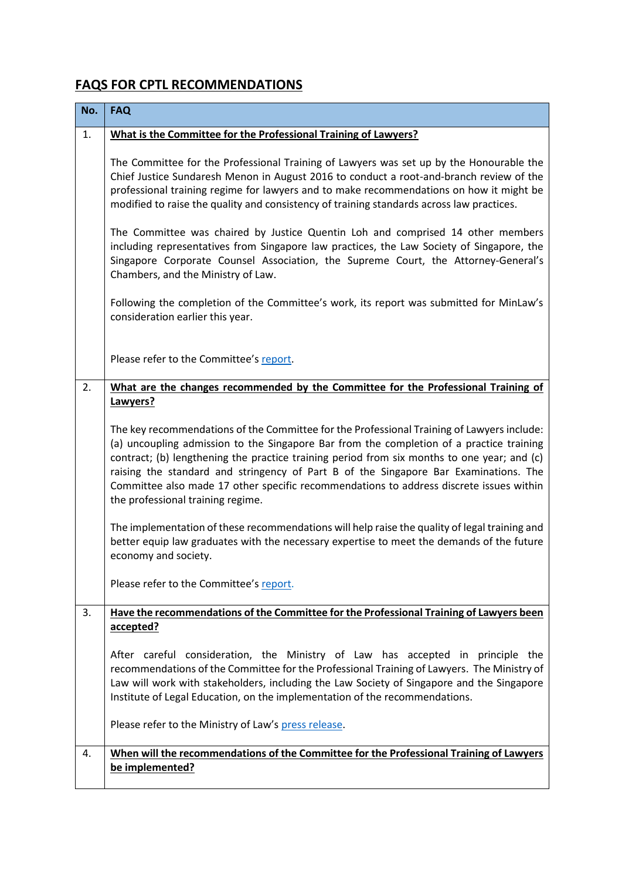# FAQS FOR CPTL RECOMMENDATIONS

| No. | FAQ |
| --- | --- |
| 1. | **What is the Committee for the Professional Training of Lawyers?**<br><br>The Committee for the Professional Training of Lawyers was set up by the Honourable the Chief Justice Sundaresh Menon in August 2016 to conduct a root-and-branch review of the professional training regime for lawyers and to make recommendations on how it might be modified to raise the quality and consistency of training standards across law practices.<br><br>The Committee was chaired by Justice Quentin Loh and comprised 14 other members including representatives from Singapore law practices, the Law Society of Singapore, the Singapore Corporate Counsel Association, the Supreme Court, the Attorney-General's Chambers, and the Ministry of Law.<br><br>Following the completion of the Committee's work, its report was submitted for MinLaw's consideration earlier this year.<br><br>Please refer to the Committee's report. |
| 2. | **What are the changes recommended by the Committee for the Professional Training of Lawyers?**<br><br>The key recommendations of the Committee for the Professional Training of Lawyers include: (a) uncoupling admission to the Singapore Bar from the completion of a practice training contract; (b) lengthening the practice training period from six months to one year; and (c) raising the standard and stringency of Part B of the Singapore Bar Examinations. The Committee also made 17 other specific recommendations to address discrete issues within the professional training regime.<br><br>The implementation of these recommendations will help raise the quality of legal training and better equip law graduates with the necessary expertise to meet the demands of the future economy and society.<br><br>Please refer to the Committee's report. |
| 3. | **Have the recommendations of the Committee for the Professional Training of Lawyers been accepted?**<br><br>After careful consideration, the Ministry of Law has accepted in principle the recommendations of the Committee for the Professional Training of Lawyers. The Ministry of Law will work with stakeholders, including the Law Society of Singapore and the Singapore Institute of Legal Education, on the implementation of the recommendations.<br><br>Please refer to the Ministry of Law's press release. |
| 4. | **When will the recommendations of the Committee for the Professional Training of Lawyers be implemented?** |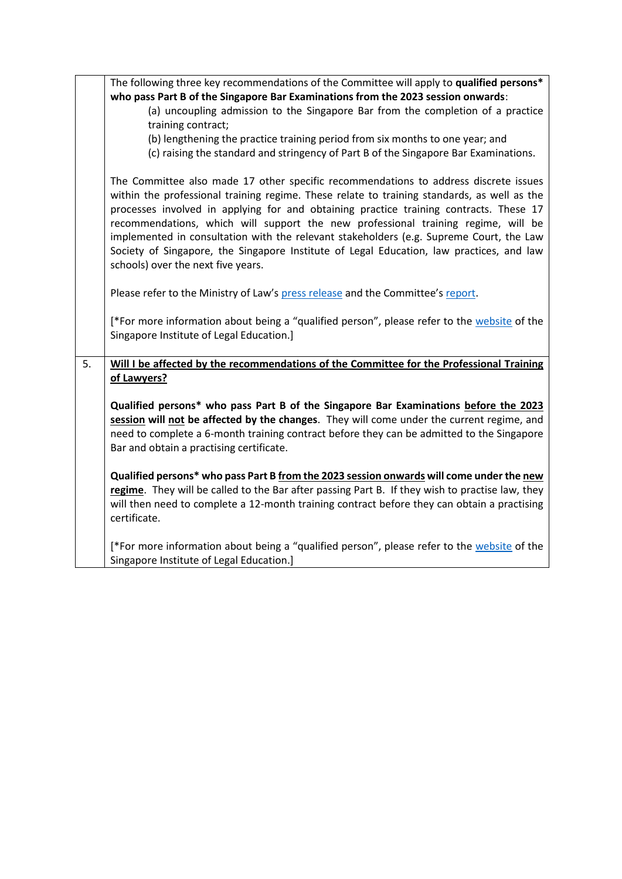| | |
|---|---|
| | The following three key recommendations of the Committee will apply to **qualified persons* who pass Part B of the Singapore Bar Examinations from the 2023 session onwards**:<br>(a) uncoupling admission to the Singapore Bar from the completion of a practice training contract;<br>(b) lengthening the practice training period from six months to one year; and<br>(c) raising the standard and stringency of Part B of the Singapore Bar Examinations.<br><br>The Committee also made 17 other specific recommendations to address discrete issues within the professional training regime. These relate to training standards, as well as the processes involved in applying for and obtaining practice training contracts. These 17 recommendations, which will support the new professional training regime, will be implemented in consultation with the relevant stakeholders (e.g. Supreme Court, the Law Society of Singapore, the Singapore Institute of Legal Education, law practices, and law schools) over the next five years.<br><br>Please refer to the Ministry of Law's press release and the Committee's report.<br><br>[*For more information about being a "qualified person", please refer to the website of the Singapore Institute of Legal Education.] |
| 5. | **Will I be affected by the recommendations of the Committee for the Professional Training of Lawyers?**<br><br>**Qualified persons* who pass Part B of the Singapore Bar Examinations before the 2023 session will not be affected by the changes**. They will come under the current regime, and need to complete a 6-month training contract before they can be admitted to the Singapore Bar and obtain a practising certificate.<br><br>**Qualified persons* who pass Part B from the 2023 session onwards will come under the new regime**. They will be called to the Bar after passing Part B. If they wish to practise law, they will then need to complete a 12-month training contract before they can obtain a practising certificate.<br><br>[*For more information about being a "qualified person", please refer to the website of the Singapore Institute of Legal Education.] |